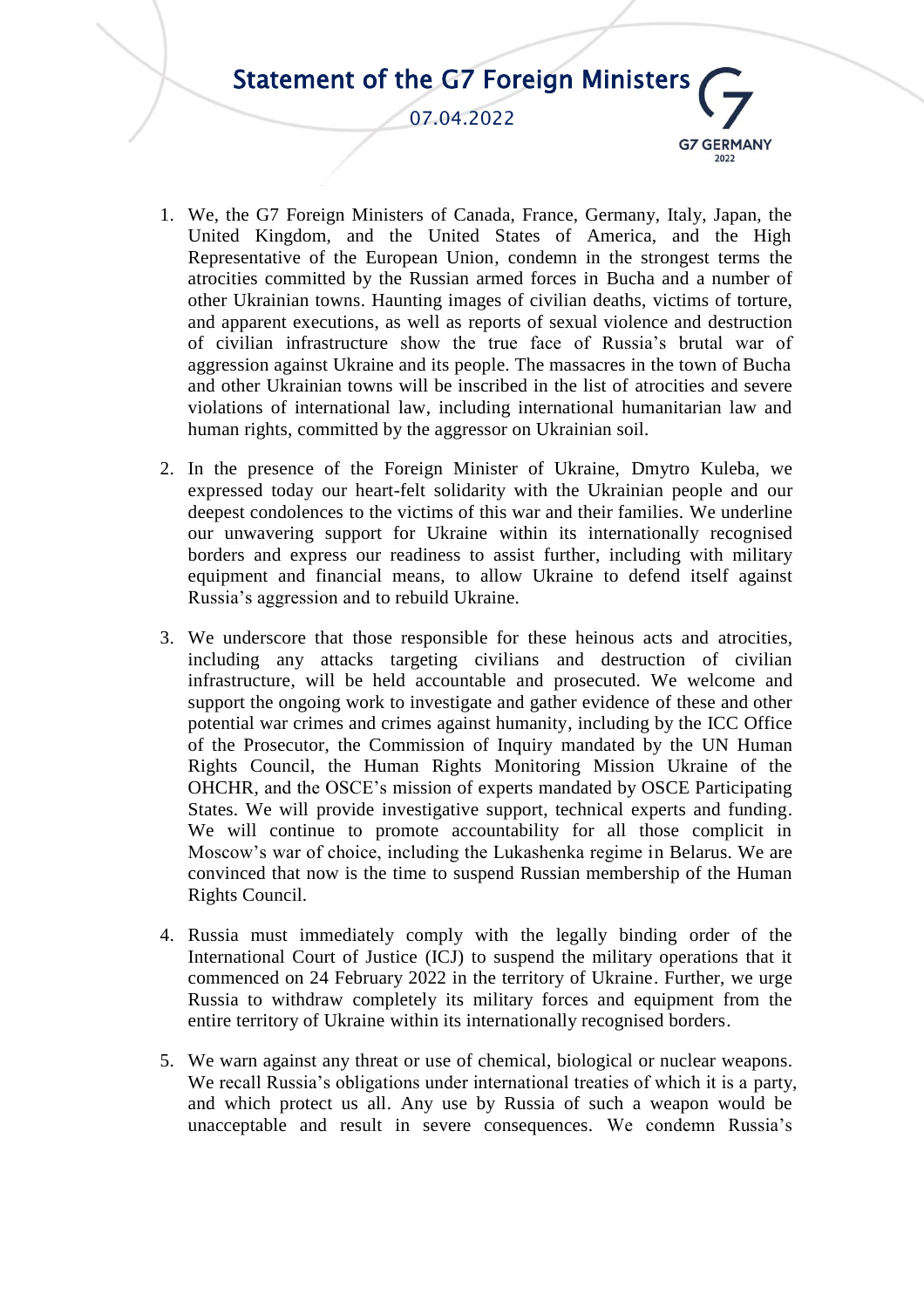# Statement of the G7 Foreign Ministers

07.04.2022

G7 GERMANY 2022

1. We, the G7 Foreign Ministers of Canada, France, Germany, Italy, Japan, the United Kingdom, and the United States of America, and the High Representative of the European Union, condemn in the strongest terms the atrocities committed by the Russian armed forces in Bucha and a number of other Ukrainian towns. Haunting images of civilian deaths, victims of torture, and apparent executions, as well as reports of sexual violence and destruction of civilian infrastructure show the true face of Russia's brutal war of aggression against Ukraine and its people. The massacres in the town of Bucha and other Ukrainian towns will be inscribed in the list of atrocities and severe violations of international law, including international humanitarian law and human rights, committed by the aggressor on Ukrainian soil.

2. In the presence of the Foreign Minister of Ukraine, Dmytro Kuleba, we expressed today our heart-felt solidarity with the Ukrainian people and our deepest condolences to the victims of this war and their families. We underline our unwavering support for Ukraine within its internationally recognised borders and express our readiness to assist further, including with military equipment and financial means, to allow Ukraine to defend itself against Russia's aggression and to rebuild Ukraine.

3. We underscore that those responsible for these heinous acts and atrocities, including any attacks targeting civilians and destruction of civilian infrastructure, will be held accountable and prosecuted. We welcome and support the ongoing work to investigate and gather evidence of these and other potential war crimes and crimes against humanity, including by the ICC Office of the Prosecutor, the Commission of Inquiry mandated by the UN Human Rights Council, the Human Rights Monitoring Mission Ukraine of the OHCHR, and the OSCE's mission of experts mandated by OSCE Participating States. We will provide investigative support, technical experts and funding. We will continue to promote accountability for all those complicit in Moscow's war of choice, including the Lukashenka regime in Belarus. We are convinced that now is the time to suspend Russian membership of the Human Rights Council.

4. Russia must immediately comply with the legally binding order of the International Court of Justice (ICJ) to suspend the military operations that it commenced on 24 February 2022 in the territory of Ukraine. Further, we urge Russia to withdraw completely its military forces and equipment from the entire territory of Ukraine within its internationally recognised borders.

5. We warn against any threat or use of chemical, biological or nuclear weapons. We recall Russia's obligations under international treaties of which it is a party, and which protect us all. Any use by Russia of such a weapon would be unacceptable and result in severe consequences. We condemn Russia's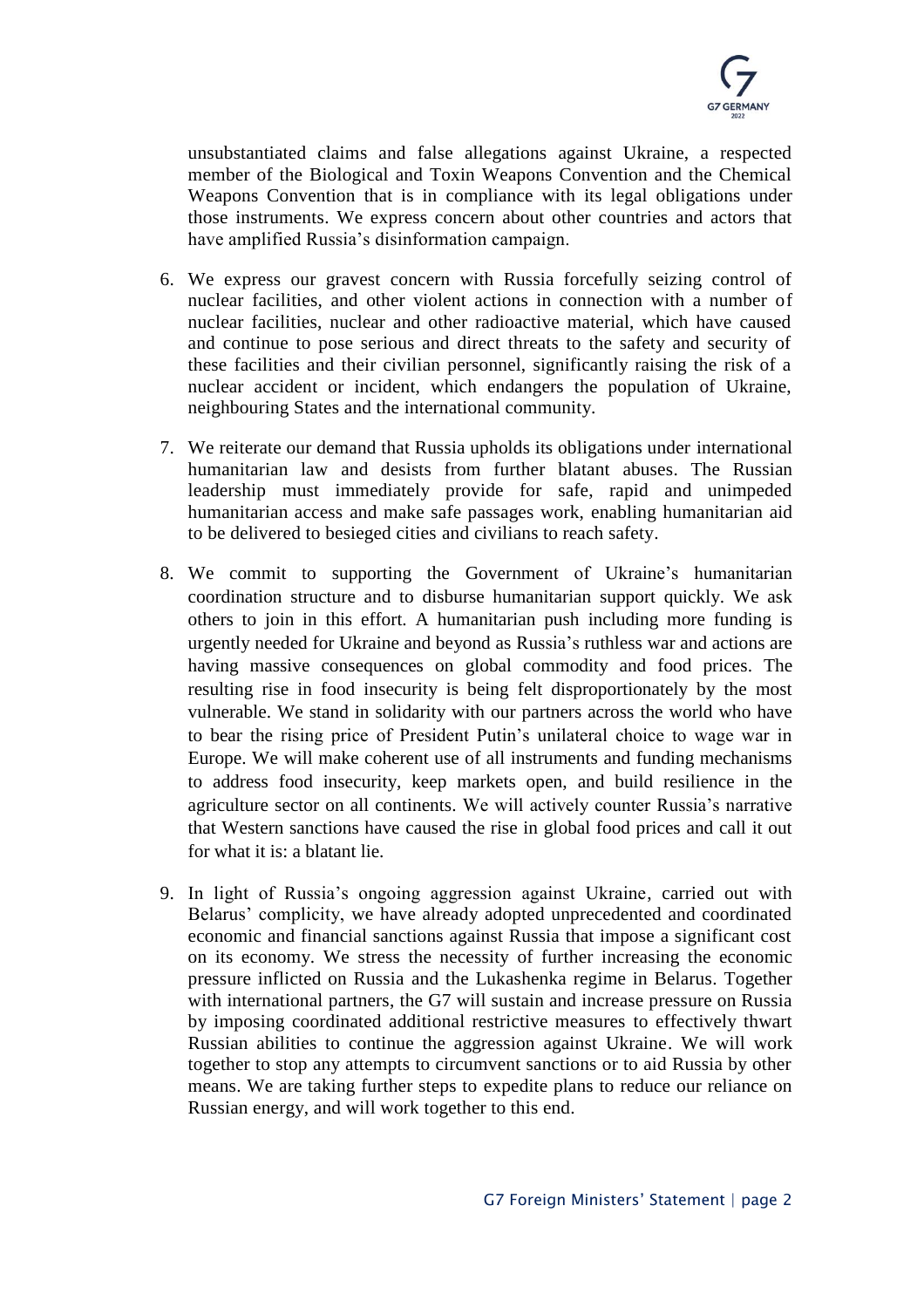unsubstantiated claims and false allegations against Ukraine, a respected member of the Biological and Toxin Weapons Convention and the Chemical Weapons Convention that is in compliance with its legal obligations under those instruments. We express concern about other countries and actors that have amplified Russia's disinformation campaign.

6. We express our gravest concern with Russia forcefully seizing control of nuclear facilities, and other violent actions in connection with a number of nuclear facilities, nuclear and other radioactive material, which have caused and continue to pose serious and direct threats to the safety and security of these facilities and their civilian personnel, significantly raising the risk of a nuclear accident or incident, which endangers the population of Ukraine, neighbouring States and the international community.

7. We reiterate our demand that Russia upholds its obligations under international humanitarian law and desists from further blatant abuses. The Russian leadership must immediately provide for safe, rapid and unimpeded humanitarian access and make safe passages work, enabling humanitarian aid to be delivered to besieged cities and civilians to reach safety.

8. We commit to supporting the Government of Ukraine's humanitarian coordination structure and to disburse humanitarian support quickly. We ask others to join in this effort. A humanitarian push including more funding is urgently needed for Ukraine and beyond as Russia's ruthless war and actions are having massive consequences on global commodity and food prices. The resulting rise in food insecurity is being felt disproportionately by the most vulnerable. We stand in solidarity with our partners across the world who have to bear the rising price of President Putin's unilateral choice to wage war in Europe. We will make coherent use of all instruments and funding mechanisms to address food insecurity, keep markets open, and build resilience in the agriculture sector on all continents. We will actively counter Russia's narrative that Western sanctions have caused the rise in global food prices and call it out for what it is: a blatant lie.

9. In light of Russia's ongoing aggression against Ukraine, carried out with Belarus' complicity, we have already adopted unprecedented and coordinated economic and financial sanctions against Russia that impose a significant cost on its economy. We stress the necessity of further increasing the economic pressure inflicted on Russia and the Lukashenka regime in Belarus. Together with international partners, the G7 will sustain and increase pressure on Russia by imposing coordinated additional restrictive measures to effectively thwart Russian abilities to continue the aggression against Ukraine. We will work together to stop any attempts to circumvent sanctions or to aid Russia by other means. We are taking further steps to expedite plans to reduce our reliance on Russian energy, and will work together to this end.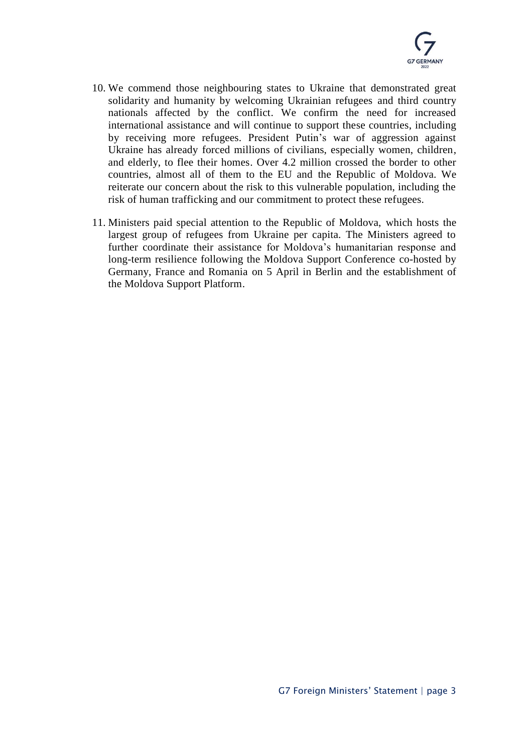10. We commend those neighbouring states to Ukraine that demonstrated great solidarity and humanity by welcoming Ukrainian refugees and third country nationals affected by the conflict. We confirm the need for increased international assistance and will continue to support these countries, including by receiving more refugees. President Putin's war of aggression against Ukraine has already forced millions of civilians, especially women, children, and elderly, to flee their homes. Over 4.2 million crossed the border to other countries, almost all of them to the EU and the Republic of Moldova. We reiterate our concern about the risk to this vulnerable population, including the risk of human trafficking and our commitment to protect these refugees.

11. Ministers paid special attention to the Republic of Moldova, which hosts the largest group of refugees from Ukraine per capita. The Ministers agreed to further coordinate their assistance for Moldova's humanitarian response and long-term resilience following the Moldova Support Conference co-hosted by Germany, France and Romania on 5 April in Berlin and the establishment of the Moldova Support Platform.